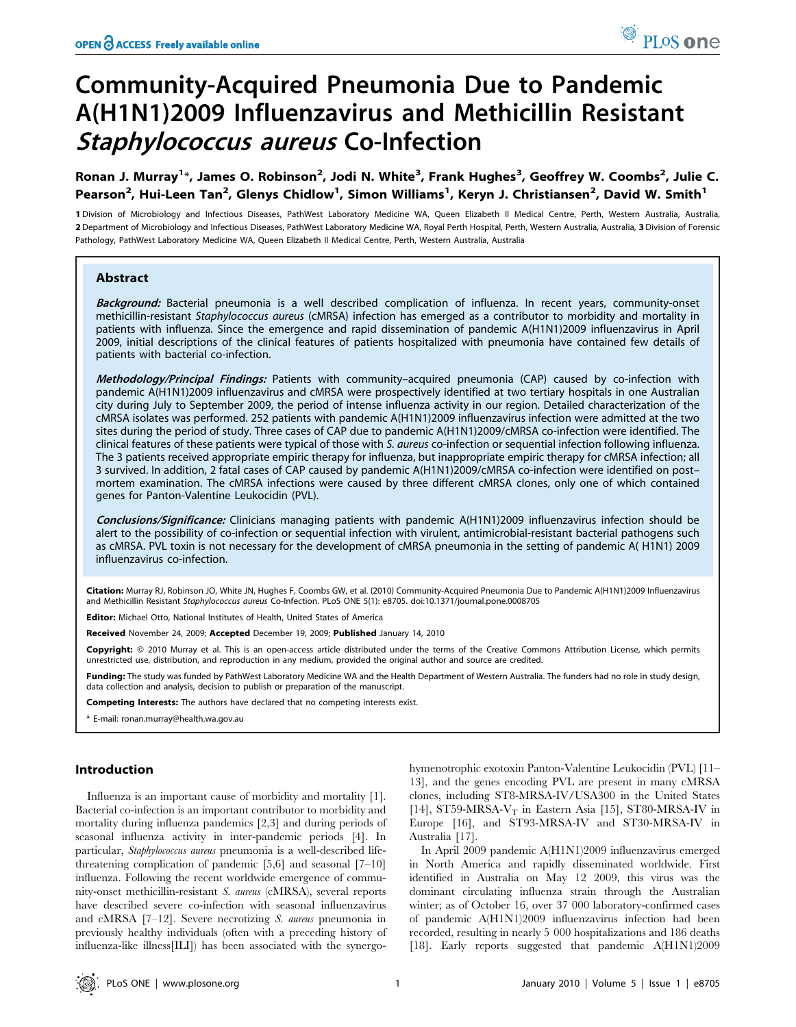# Community-Acquired Pneumonia Due to Pandemic A(H1N1)2009 Influenzavirus and Methicillin Resistant *Staphylococcus aureus* Co-Infection

**Ronan J. Murray[1]*, James O. Robinson[2], Jodi N. White[3], Frank Hughes[3], Geoffrey W. Coombs[2], Julie C. Pearson[2], Hui-Leen Tan[2], Glenys Chidlow[1], Simon Williams[1], Keryn J. Christiansen[2], David W. Smith[1]**

1 Division of Microbiology and Infectious Diseases, PathWest Laboratory Medicine WA, Queen Elizabeth II Medical Centre, Perth, Western Australia, Australia, 2 Department of Microbiology and Infectious Diseases, PathWest Laboratory Medicine WA, Royal Perth Hospital, Perth, Western Australia, Australia, 3 Division of Forensic Pathology, PathWest Laboratory Medicine WA, Queen Elizabeth II Medical Centre, Perth, Western Australia, Australia

## Abstract

***Background:*** Bacterial pneumonia is a well described complication of influenza. In recent years, community-onset methicillin-resistant *Staphylococcus aureus* (cMRSA) infection has emerged as a contributor to morbidity and mortality in patients with influenza. Since the emergence and rapid dissemination of pandemic A(H1N1)2009 influenzavirus in April 2009, initial descriptions of the clinical features of patients hospitalized with pneumonia have contained few details of patients with bacterial co-infection.

***Methodology/Principal Findings:*** Patients with community–acquired pneumonia (CAP) caused by co-infection with pandemic A(H1N1)2009 influenzavirus and cMRSA were prospectively identified at two tertiary hospitals in one Australian city during July to September 2009, the period of intense influenza activity in our region. Detailed characterization of the cMRSA isolates was performed. 252 patients with pandemic A(H1N1)2009 influenzavirus infection were admitted at the two sites during the period of study. Three cases of CAP due to pandemic A(H1N1)2009/cMRSA co-infection were identified. The clinical features of these patients were typical of those with *S. aureus* co-infection or sequential infection following influenza. The 3 patients received appropriate empiric therapy for influenza, but inappropriate empiric therapy for cMRSA infection; all 3 survived. In addition, 2 fatal cases of CAP caused by pandemic A(H1N1)2009/cMRSA co-infection were identified on post–mortem examination. The cMRSA infections were caused by three different cMRSA clones, only one of which contained genes for Panton-Valentine Leukocidin (PVL).

***Conclusions/Significance:*** Clinicians managing patients with pandemic A(H1N1)2009 influenzavirus infection should be alert to the possibility of co-infection or sequential infection with virulent, antimicrobial-resistant bacterial pathogens such as cMRSA. PVL toxin is not necessary for the development of cMRSA pneumonia in the setting of pandemic A( H1N1) 2009 influenzavirus co-infection.

**Citation:** Murray RJ, Robinson JO, White JN, Hughes F, Coombs GW, et al. (2010) Community-Acquired Pneumonia Due to Pandemic A(H1N1)2009 Influenzavirus and Methicillin Resistant *Staphylococcus aureus* Co-Infection. PLoS ONE 5(1): e8705. doi:10.1371/journal.pone.0008705

**Editor:** Michael Otto, National Institutes of Health, United States of America

**Received** November 24, 2009; **Accepted** December 19, 2009; **Published** January 14, 2010

**Copyright:** © 2010 Murray et al. This is an open-access article distributed under the terms of the Creative Commons Attribution License, which permits unrestricted use, distribution, and reproduction in any medium, provided the original author and source are credited.

**Funding:** The study was funded by PathWest Laboratory Medicine WA and the Health Department of Western Australia. The funders had no role in study design, data collection and analysis, decision to publish or preparation of the manuscript.

**Competing Interests:** The authors have declared that no competing interests exist.

* E-mail: ronan.murray@health.wa.gov.au

## Introduction

Influenza is an important cause of morbidity and mortality [1]. Bacterial co-infection is an important contributor to morbidity and mortality during influenza pandemics [2,3] and during periods of seasonal influenza activity in inter-pandemic periods [4]. In particular, *Staphylococcus aureus* pneumonia is a well-described life-threatening complication of pandemic [5,6] and seasonal [7–10] influenza. Following the recent worldwide emergence of community-onset methicillin-resistant *S. aureus* (cMRSA), several reports have described severe co-infection with seasonal influenzavirus and cMRSA [7–12]. Severe necrotizing *S. aureus* pneumonia in previously healthy individuals (often with a preceding history of influenza-like illness[ILI]) has been associated with the synergohymenotrophic exotoxin Panton-Valentine Leukocidin (PVL) [11–13], and the genes encoding PVL are present in many cMRSA clones, including ST8-MRSA-IV/USA300 in the United States [14], ST59-MRSA-$V_T$ in Eastern Asia [15], ST80-MRSA-IV in Europe [16], and ST93-MRSA-IV and ST30-MRSA-IV in Australia [17].

In April 2009 pandemic A(H1N1)2009 influenzavirus emerged in North America and rapidly disseminated worldwide. First identified in Australia on May 12 2009, this virus was the dominant circulating influenza strain through the Australian winter; as of October 16, over 37 000 laboratory-confirmed cases of pandemic A(H1N1)2009 influenzavirus infection had been recorded, resulting in nearly 5 000 hospitalizations and 186 deaths [18]. Early reports suggested that pandemic A(H1N1)2009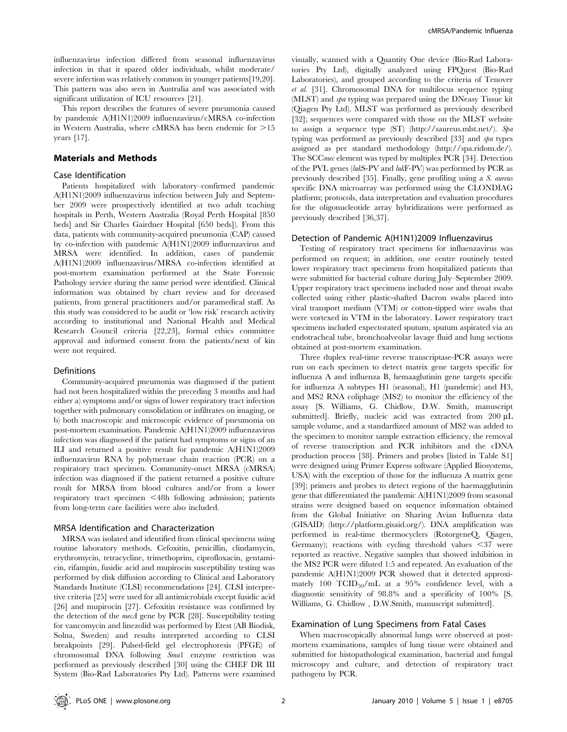influenzavirus infection differed from seasonal influenzavirus infection in that it spared older individuals, whilst moderate/severe infection was relatively common in younger patients[19,20]. This pattern was also seen in Australia and was associated with significant utilization of ICU resources [21].

This report describes the features of severe pneumonia caused by pandemic A(H1N1)2009 influenzavirus/cMRSA co-infection in Western Australia, where cMRSA has been endemic for >15 years [17].

## Materials and Methods

### Case Identification

Patients hospitalized with laboratory–confirmed pandemic A(H1N1)2009 influenzavirus infection between July and September 2009 were prospectively identified at two adult teaching hospitals in Perth, Western Australia (Royal Perth Hospital [850 beds] and Sir Charles Gairdner Hospital [650 beds]). From this data, patients with community-acquired pneumonia (CAP) caused by co-infection with pandemic A(H1N1)2009 influenzavirus and MRSA were identified. In addition, cases of pandemic A(H1N1)2009 influenzavirus/MRSA co-infection identified at post-mortem examination performed at the State Forensic Pathology service during the same period were identified. Clinical information was obtained by chart review and for deceased patients, from general practitioners and/or paramedical staff. As this study was considered to be audit or 'low risk' research activity according to institutional and National Health and Medical Research Council criteria [22,23], formal ethics committee approval and informed consent from the patients/next of kin were not required.

### Definitions

Community-acquired pneumonia was diagnosed if the patient had not been hospitalized within the preceding 3 months and had either a) symptoms and/or signs of lower respiratory tract infection together with pulmonary consolidation or infiltrates on imaging, or b) both macroscopic and microscopic evidence of pneumonia on post-mortem examination. Pandemic A(H1N1)2009 influenzavirus infection was diagnosed if the patient had symptoms or signs of an ILI and returned a positive result for pandemic A(H1N1)2009 influenzavirus RNA by polymerase chain reaction (PCR) on a respiratory tract specimen. Community-onset MRSA (cMRSA) infection was diagnosed if the patient returned a positive culture result for MRSA from blood cultures and/or from a lower respiratory tract specimen <48h following admission; patients from long-term care facilities were also included.

### MRSA Identification and Characterization

MRSA was isolated and identified from clinical specimens using routine laboratory methods. Cefoxitin, penicillin, clindamycin, erythromycin, tetracycline, trimethoprim, ciprofloxacin, gentamicin, rifampin, fusidic acid and mupirocin susceptibility testing was performed by disk diffusion according to Clinical and Laboratory Standards Institute (CLSI) recommendations [24]. CLSI interpretive criteria [25] were used for all antimicrobials except fusidic acid [26] and mupirocin [27]. Cefoxitin resistance was confirmed by the detection of the *mecA* gene by PCR [28]. Susceptibility testing for vancomycin and linezolid was performed by Etest (AB Biodisk, Solna, Sweden) and results interpreted according to CLSI breakpoints [29]. Pulsed-field gel electrophoresis (PFGE) of chromosomal DNA following *Sma*1 enzyme restriction was performed as previously described [30] using the CHEF DR III System (Bio-Rad Laboratories Pty Ltd). Patterns were examined visually, scanned with a Quantity One device (Bio-Rad Laboratories Pty Ltd), digitally analyzed using FPQuest (Bio-Rad Laboratories), and grouped according to the criteria of Tenover *et al.* [31]. Chromosomal DNA for multilocus sequence typing (MLST) and *spa* typing was prepared using the DNeasy Tissue kit (Qiagen Pty Ltd). MLST was performed as previously described [32]; sequences were compared with those on the MLST website to assign a sequence type (ST) (http://saureus.mlst.net/). *Spa* typing was performed as previously described [33] and *spa* types assigned as per standard methodology (http://spa.ridom.de/). The SCC*mec* element was typed by multiplex PCR [34]. Detection of the PVL genes (*luk*S-PV and *luk*F-PV) was performed by PCR as previously described [35]. Finally, gene profiling using a *S. aureus* specific DNA microarray was performed using the CLONDIAG platform; protocols, data interpretation and evaluation procedures for the oligonucleotide array hybridizations were performed as previously described [36,37].

### Detection of Pandemic A(H1N1)2009 Influenzavirus

Testing of respiratory tract specimens for influenzavirus was performed on request; in addition, one centre routinely tested lower respiratory tract specimens from hospitalized patients that were submitted for bacterial culture during July–September 2009. Upper respiratory tract specimens included nose and throat swabs collected using either plastic-shafted Dacron swabs placed into viral transport medium (VTM) or cotton-tipped wire swabs that were vortexed in VTM in the laboratory. Lower respiratory tract specimens included expectorated sputum, sputum aspirated via an endotracheal tube, bronchoalveolar lavage fluid and lung sections obtained at post-mortem examination.

Three duplex real-time reverse transcriptase-PCR assays were run on each specimen to detect matrix gene targets specific for influenza A and influenza B, hemaaglutinin gene targets specific for influenza A subtypes H1 (seasonal), H1 (pandemic) and H3, and MS2 RNA coliphage (MS2) to monitor the efficiency of the assay [S. Williams, G. Chidlow, D.W. Smith, manuscript submitted]. Briefly, nucleic acid was extracted from 200 µL sample volume, and a standardized amount of MS2 was added to the specimen to monitor sample extraction efficiency, the removal of reverse transcription and PCR inhibitors and the cDNA production process [38]. Primers and probes [listed in Table S1] were designed using Primer Express software (Applied Biosystems, USA) with the exception of those for the influenza A matrix gene [39]; primers and probes to detect regions of the haemagglutinin gene that differentiated the pandemic A(H1N1)2009 from seasonal strains were designed based on sequence information obtained from the Global Initiative on Sharing Avian Influenza data (GISAID) (http://platform.gisaid.org/). DNA amplification was performed in real-time thermocyclers (RotorgeneQ, Qiagen, Germany); reactions with cycling threshold values <37 were reported as reactive. Negative samples that showed inhibition in the MS2 PCR were diluted 1:5 and repeated. An evaluation of the pandemic A(H1N1)2009 PCR showed that it detected approximately 100 $TCID_{50}$/mL at a 95% confidence level, with a diagnostic sensitivity of 98.8% and a specificity of 100% [S. Williams, G. Chidlow , D.W.Smith, manuscript submitted].

### Examination of Lung Specimens from Fatal Cases

When macroscopically abnormal lungs were observed at post-mortem examinations, samples of lung tissue were obtained and submitted for histopathological examination, bacterial and fungal microscopy and culture, and detection of respiratory tract pathogens by PCR.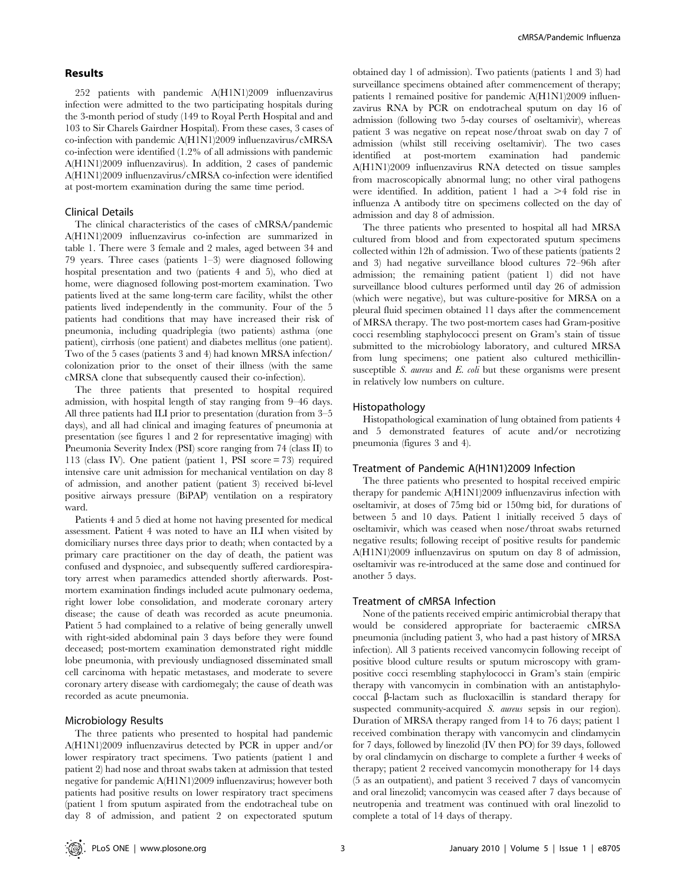## Results

252 patients with pandemic A(H1N1)2009 influenzavirus infection were admitted to the two participating hospitals during the 3-month period of study (149 to Royal Perth Hospital and and 103 to Sir Charels Gairdner Hospital). From these cases, 3 cases of co-infection with pandemic A(H1N1)2009 influenzavirus/cMRSA co-infection were identified (1.2% of all admissions with pandemic A(H1N1)2009 influenzavirus). In addition, 2 cases of pandemic A(H1N1)2009 influenzavirus/cMRSA co-infection were identified at post-mortem examination during the same time period.

### Clinical Details

The clinical characteristics of the cases of cMRSA/pandemic A(H1N1)2009 influenzavirus co-infection are summarized in table 1. There were 3 female and 2 males, aged between 34 and 79 years. Three cases (patients 1–3) were diagnosed following hospital presentation and two (patients 4 and 5), who died at home, were diagnosed following post-mortem examination. Two patients lived at the same long-term care facility, whilst the other patients lived independently in the community. Four of the 5 patients had conditions that may have increased their risk of pneumonia, including quadriplegia (two patients) asthma (one patient), cirrhosis (one patient) and diabetes mellitus (one patient). Two of the 5 cases (patients 3 and 4) had known MRSA infection/colonization prior to the onset of their illness (with the same cMRSA clone that subsequently caused their co-infection).

The three patients that presented to hospital required admission, with hospital length of stay ranging from 9–46 days. All three patients had ILI prior to presentation (duration from 3–5 days), and all had clinical and imaging features of pneumonia at presentation (see figures 1 and 2 for representative imaging) with Pneumonia Severity Index (PSI) score ranging from 74 (class II) to 113 (class IV). One patient (patient 1, PSI score = 73) required intensive care unit admission for mechanical ventilation on day 8 of admission, and another patient (patient 3) received bi-level positive airways pressure (BiPAP) ventilation on a respiratory ward.

Patients 4 and 5 died at home not having presented for medical assessment. Patient 4 was noted to have an ILI when visited by domiciliary nurses three days prior to death; when contacted by a primary care practitioner on the day of death, the patient was confused and dyspnoiec, and subsequently suffered cardiorespiratory arrest when paramedics attended shortly afterwards. Post-mortem examination findings included acute pulmonary oedema, right lower lobe consolidation, and moderate coronary artery disease; the cause of death was recorded as acute pneumonia. Patient 5 had complained to a relative of being generally unwell with right-sided abdominal pain 3 days before they were found deceased; post-mortem examination demonstrated right middle lobe pneumonia, with previously undiagnosed disseminated small cell carcinoma with hepatic metastases, and moderate to severe coronary artery disease with cardiomegaly; the cause of death was recorded as acute pneumonia.

### Microbiology Results

The three patients who presented to hospital had pandemic A(H1N1)2009 influenzavirus detected by PCR in upper and/or lower respiratory tract specimens. Two patients (patient 1 and patient 2) had nose and throat swabs taken at admission that tested negative for pandemic A(H1N1)2009 influenzavirus; however both patients had positive results on lower respiratory tract specimens (patient 1 from sputum aspirated from the endotracheal tube on day 8 of admission, and patient 2 on expectorated sputum obtained day 1 of admission). Two patients (patients 1 and 3) had surveillance specimens obtained after commencement of therapy; patients 1 remained positive for pandemic A(H1N1)2009 influenzavirus RNA by PCR on endotracheal sputum on day 16 of admission (following two 5-day courses of oseltamivir), whereas patient 3 was negative on repeat nose/throat swab on day 7 of admission (whilst still receiving oseltamivir). The two cases identified at post-mortem examination had pandemic A(H1N1)2009 influenzavirus RNA detected on tissue samples from macroscopically abnormal lung; no other viral pathogens were identified. In addition, patient 1 had a >4 fold rise in influenza A antibody titre on specimens collected on the day of admission and day 8 of admission.

The three patients who presented to hospital all had MRSA cultured from blood and from expectorated sputum specimens collected within 12h of admission. Two of these patients (patients 2 and 3) had negative surveillance blood cultures 72–96h after admission; the remaining patient (patient 1) did not have surveillance blood cultures performed until day 26 of admission (which were negative), but was culture-positive for MRSA on a pleural fluid specimen obtained 11 days after the commencement of MRSA therapy. The two post-mortem cases had Gram-positive cocci resembling staphylococci present on Gram's stain of tissue submitted to the microbiology laboratory, and cultured MRSA from lung specimens; one patient also cultured methicillin-susceptible *S. aureus* and *E. coli* but these organisms were present in relatively low numbers on culture.

### Histopathology

Histopathological examination of lung obtained from patients 4 and 5 demonstrated features of acute and/or necrotizing pneumonia (figures 3 and 4).

### Treatment of Pandemic A(H1N1)2009 Infection

The three patients who presented to hospital received empiric therapy for pandemic A(H1N1)2009 influenzavirus infection with oseltamivir, at doses of 75mg bid or 150mg bid, for durations of between 5 and 10 days. Patient 1 initially received 5 days of oseltamivir, which was ceased when nose/throat swabs returned negative results; following receipt of positive results for pandemic A(H1N1)2009 influenzavirus on sputum on day 8 of admission, oseltamivir was re-introduced at the same dose and continued for another 5 days.

### Treatment of cMRSA Infection

None of the patients received empiric antimicrobial therapy that would be considered appropriate for bacteraemic cMRSA pneumonia (including patient 3, who had a past history of MRSA infection). All 3 patients received vancomycin following receipt of positive blood culture results or sputum microscopy with gram-positive cocci resembling staphylococci in Gram's stain (empiric therapy with vancomycin in combination with an antistaphylococcal β-lactam such as flucloxacillin is standard therapy for suspected community-acquired *S. aureus* sepsis in our region). Duration of MRSA therapy ranged from 14 to 76 days; patient 1 received combination therapy with vancomycin and clindamycin for 7 days, followed by linezolid (IV then PO) for 39 days, followed by oral clindamycin on discharge to complete a further 4 weeks of therapy; patient 2 received vancomycin monotherapy for 14 days (5 as an outpatient), and patient 3 received 7 days of vancomycin and oral linezolid; vancomycin was ceased after 7 days because of neutropenia and treatment was continued with oral linezolid to complete a total of 14 days of therapy.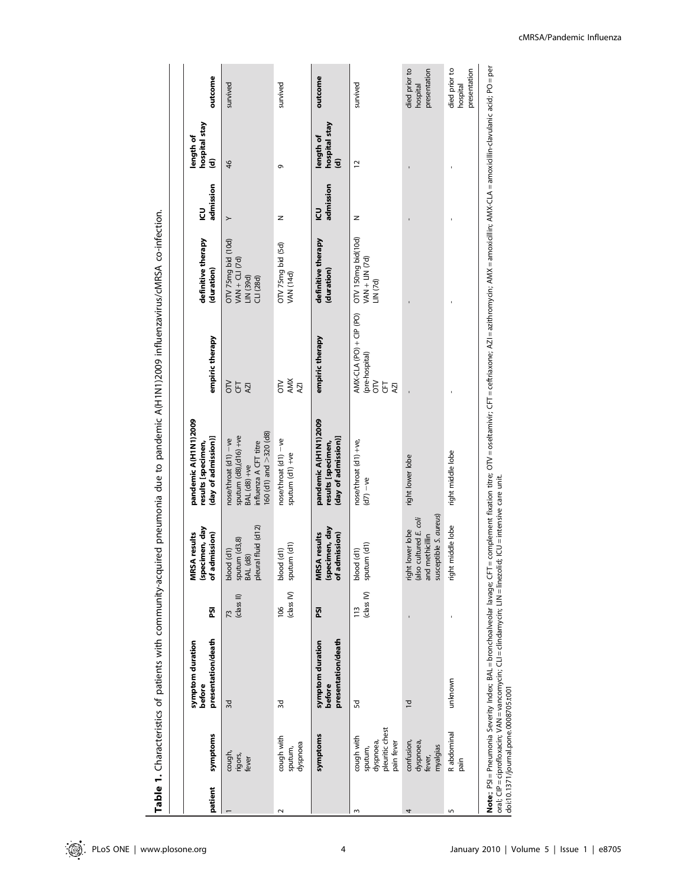**Table 1.** Characteristics of patients with community-acquired pneumonia due to pandemic A(H1N1)2009 influenzavirus/cMRSA co-infection.

| patient | symptoms | symptom duration before presentation/death | PSI | MRSA results (specimen, day of admission) | pandemic A(H1N1)2009 results [specimen, (day of admission)] | empiric therapy | definitive therapy (duration) | ICU admission | length of hospital stay (d) | outcome |
|---|---|---|---|---|---|---|---|---|---|---|
| 1 | cough, rigors, fever | 3d | 73 (class II) | blood (d1) sputum (d3,8) BAL (d8) pleural fluid (d12) | nose/throat (d1) −ve sputum (d8),(d16) +ve BAL (d8) +ve influenza A CFT titre 160 (d1) and >320 (d8) | OTV CFT AZI | OTV 75mg bid (10d) VAN + CLI (7d) LIN (39d) CLI (28d) | Y | 46 | survived |
| 2 | cough with sputum, dyspnoea | 3d | 106 (class IV) | blood (d1) sputum (d1) | nose/throat (d1) −ve sputum (d1) +ve | OTV AMX AZI | OTV 75mg bid (5d) VAN (14d) | N | 9 | survived |
| 3 | cough with sputum, dyspnoea, pleuritic chest pain fever | 5d | 113 (class IV) | blood (d1) sputum (d1) | nose/throat (d1) +ve, (d7) −ve | AMX-CLA (PO) + CIP (PO) (pre-hospital) OTV CFT AZI | OTV 150mg bid(10d) VAN + LIN (7d) LIN (7d) | N | 12 | survived |
| 4 | confusion, dyspnoea, fever, myalgias | 1d | - | right lower lobe (also cultured *E. coli* and methicillin susceptible *S. aureus*) | right lower lobe | - | - | - | - | died prior to hospital presentation |
| 5 | R abdominal pain | unknown | - | right middle lobe | right middle lobe | - | - | - | - | died prior to hospital presentation |

**Note:**; PSI = Pneumonia Severity Index; BAL = bronchoalveolar lavage; CFT = complement fixation titre; OTV = oseltamivir; CFT = ceftriaxone; AZI = azithromycin; AMX = amoxicillin; AMX-CLA = amoxicillin-clavulanic acid; PO = per oral; CIP = ciprofloxacin; VAN = vancomycin; CLI = clindamycin; LIN = linezolid; ICU = intensive care unit.
doi:10.1371/journal.pone.0008705.t001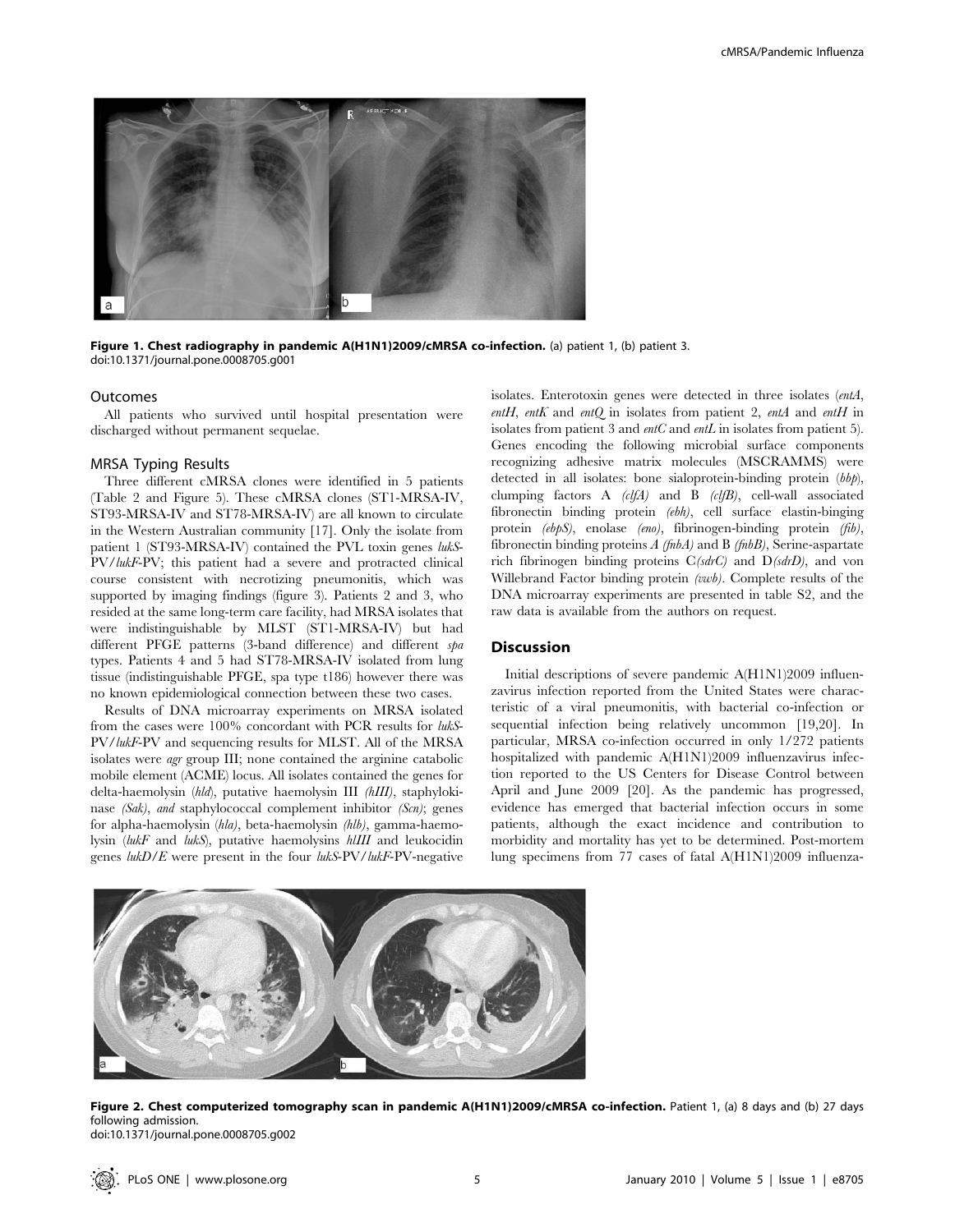**Figure 1. Chest radiography in pandemic A(H1N1)2009/cMRSA co-infection.** (a) patient 1, (b) patient 3.
doi:10.1371/journal.pone.0008705.g001

### Outcomes

All patients who survived until hospital presentation were discharged without permanent sequelae.

### MRSA Typing Results

Three different cMRSA clones were identified in 5 patients (Table 2 and Figure 5). These cMRSA clones (ST1-MRSA-IV, ST93-MRSA-IV and ST78-MRSA-IV) are all known to circulate in the Western Australian community [17]. Only the isolate from patient 1 (ST93-MRSA-IV) contained the PVL toxin genes *lukS-PV/lukF-PV*; this patient had a severe and protracted clinical course consistent with necrotizing pneumonitis, which was supported by imaging findings (figure 3). Patients 2 and 3, who resided at the same long-term care facility, had MRSA isolates that were indistinguishable by MLST (ST1-MRSA-IV) but had different PFGE patterns (3-band difference) and different *spa* types. Patients 4 and 5 had ST78-MRSA-IV isolated from lung tissue (indistinguishable PFGE, spa type t186) however there was no known epidemiological connection between these two cases.

Results of DNA microarray experiments on MRSA isolated from the cases were 100% concordant with PCR results for *lukS-PV/lukF-PV* and sequencing results for MLST. All of the MRSA isolates were *agr* group III; none contained the arginine catabolic mobile element (ACME) locus. All isolates contained the genes for delta-haemolysin (*hld*), putative haemolysin III *(hIII)*, staphylokinase *(Sak)*, *and* staphylococcal complement inhibitor *(Scn)*; genes for alpha-haemolysin (*hla*), beta-haemolysin (*hlb*), gamma-haemolysin (*lukF* and *lukS*), putative haemolysins *hlIII* and leukocidin genes *lukD/E* were present in the four *lukS-PV/lukF-PV*-negative isolates. Enterotoxin genes were detected in three isolates (*entA*, *entH*, *entK* and *entQ* in isolates from patient 2, *entA* and *entH* in isolates from patient 3 and *entC* and *entL* in isolates from patient 5). Genes encoding the following microbial surface components recognizing adhesive matrix molecules (MSCRAMMS) were detected in all isolates: bone sialoprotein-binding protein (*bbp*), clumping factors A *(clfA)* and B *(clfB)*, cell-wall associated fibronectin binding protein *(ebh)*, cell surface elastin-binging protein *(ebpS)*, enolase *(eno)*, fibrinogen-binding protein *(fib)*, fibronectin binding proteins *A (fnbA)* and B *(fnbB)*, Serine-aspartate rich fibrinogen binding proteins C*(sdrC)* and D*(sdrD)*, and von Willebrand Factor binding protein *(vwb)*. Complete results of the DNA microarray experiments are presented in table S2, and the raw data is available from the authors on request.

## Discussion

Initial descriptions of severe pandemic A(H1N1)2009 influenzavirus infection reported from the United States were characteristic of a viral pneumonitis, with bacterial co-infection or sequential infection being relatively uncommon [19,20]. In particular, MRSA co-infection occurred in only 1/272 patients hospitalized with pandemic A(H1N1)2009 influenzavirus infection reported to the US Centers for Disease Control between April and June 2009 [20]. As the pandemic has progressed, evidence has emerged that bacterial infection occurs in some patients, although the exact incidence and contribution to morbidity and mortality has yet to be determined. Post-mortem lung specimens from 77 cases of fatal A(H1N1)2009 influenza-

**Figure 2. Chest computerized tomography scan in pandemic A(H1N1)2009/cMRSA co-infection.** Patient 1, (a) 8 days and (b) 27 days following admission.
doi:10.1371/journal.pone.0008705.g002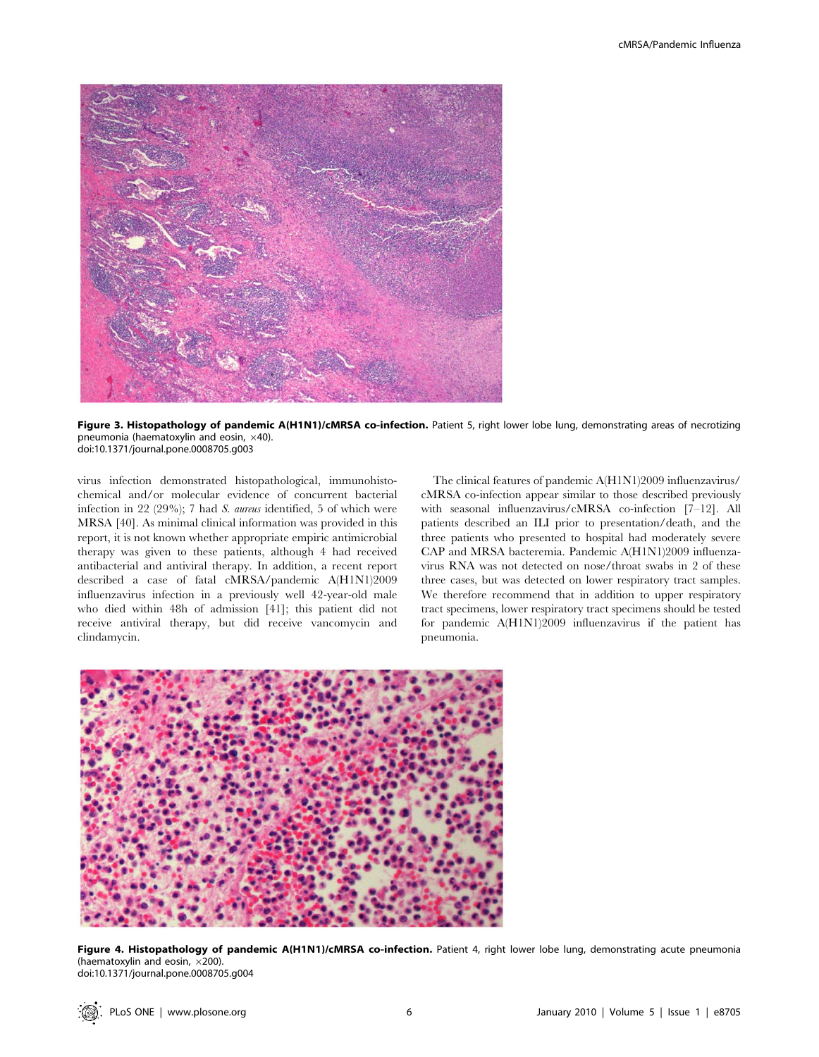**Figure 3. Histopathology of pandemic A(H1N1)/cMRSA co-infection.** Patient 5, right lower lobe lung, demonstrating areas of necrotizing pneumonia (haematoxylin and eosin, ×40).
doi:10.1371/journal.pone.0008705.g003

virus infection demonstrated histopathological, immunohistochemical and/or molecular evidence of concurrent bacterial infection in 22 (29%); 7 had *S. aureus* identified, 5 of which were MRSA [40]. As minimal clinical information was provided in this report, it is not known whether appropriate empiric antimicrobial therapy was given to these patients, although 4 had received antibacterial and antiviral therapy. In addition, a recent report described a case of fatal cMRSA/pandemic A(H1N1)2009 influenzavirus infection in a previously well 42-year-old male who died within 48h of admission [41]; this patient did not receive antiviral therapy, but did receive vancomycin and clindamycin.

The clinical features of pandemic A(H1N1)2009 influenzavirus/cMRSA co-infection appear similar to those described previously with seasonal influenzavirus/cMRSA co-infection [7–12]. All patients described an ILI prior to presentation/death, and the three patients who presented to hospital had moderately severe CAP and MRSA bacteremia. Pandemic A(H1N1)2009 influenzavirus RNA was not detected on nose/throat swabs in 2 of these three cases, but was detected on lower respiratory tract samples. We therefore recommend that in addition to upper respiratory tract specimens, lower respiratory tract specimens should be tested for pandemic A(H1N1)2009 influenzavirus if the patient has pneumonia.

**Figure 4. Histopathology of pandemic A(H1N1)/cMRSA co-infection.** Patient 4, right lower lobe lung, demonstrating acute pneumonia (haematoxylin and eosin, ×200).
doi:10.1371/journal.pone.0008705.g004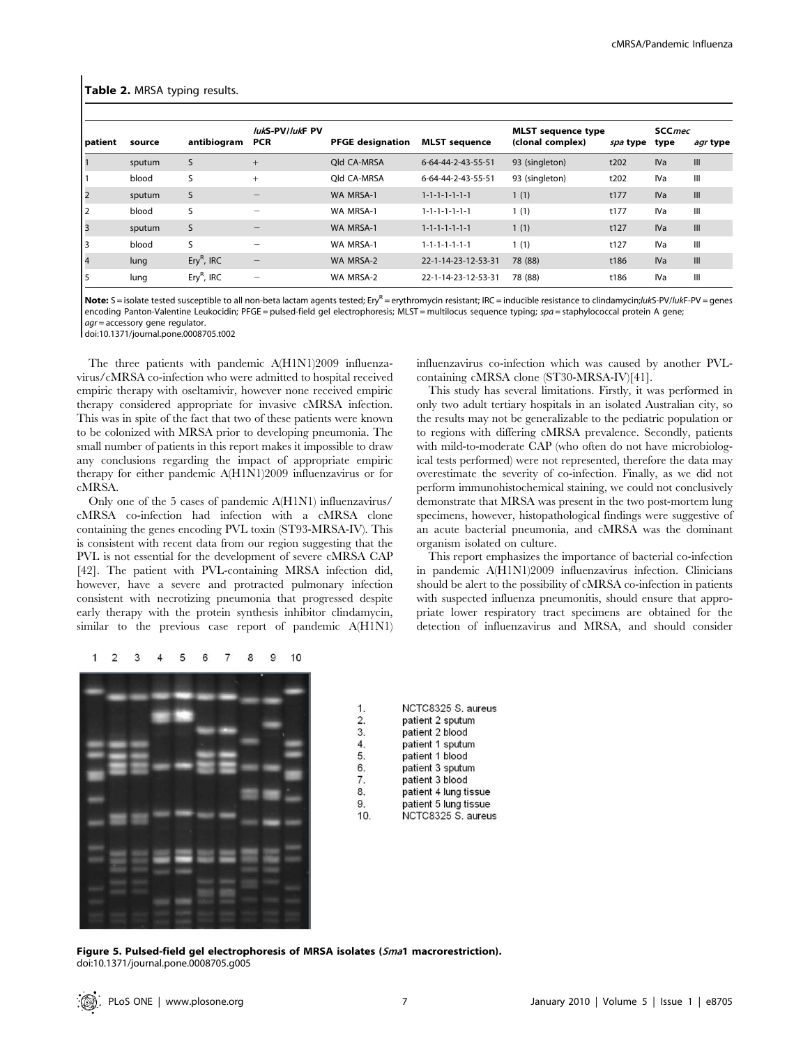**Table 2.** MRSA typing results.

| patient | source | antibiogram | *luk*S-PV/*luk*F PV PCR | PFGE designation | MLST sequence | MLST sequence type (clonal complex) | *spa* type | SCC*mec* type | *agr* type |
|---|---|---|---|---|---|---|---|---|---|
| 1 | sputum | S | + | Qld CA-MRSA | 6-64-44-2-43-55-51 | 93 (singleton) | t202 | IVa | III |
| 1 | blood | S | + | Qld CA-MRSA | 6-64-44-2-43-55-51 | 93 (singleton) | t202 | IVa | III |
| 2 | sputum | S | − | WA MRSA-1 | 1-1-1-1-1-1-1 | 1 (1) | t177 | IVa | III |
| 2 | blood | S | − | WA MRSA-1 | 1-1-1-1-1-1-1 | 1 (1) | t177 | IVa | III |
| 3 | sputum | S | − | WA MRSA-1 | 1-1-1-1-1-1-1 | 1 (1) | t127 | IVa | III |
| 3 | blood | S | − | WA MRSA-1 | 1-1-1-1-1-1-1 | 1 (1) | t127 | IVa | III |
| 4 | lung | Ery$^R$, IRC | − | WA MRSA-2 | 22-1-14-23-12-53-31 | 78 (88) | t186 | IVa | III |
| 5 | lung | Ery$^R$, IRC | − | WA MRSA-2 | 22-1-14-23-12-53-31 | 78 (88) | t186 | IVa | III |

**Note:** S = isolate tested susceptible to all non-beta lactam agents tested; Ery$^R$ = erythromycin resistant; IRC = inducible resistance to clindamycin;*luk*S-PV/*luk*F-PV = genes encoding Panton-Valentine Leukocidin; PFGE = pulsed-field gel electrophoresis; MLST = multilocus sequence typing; *spa* = staphylococcal protein A gene; *agr* = accessory gene regulator.
doi:10.1371/journal.pone.0008705.t002

The three patients with pandemic A(H1N1)2009 influenzavirus/cMRSA co-infection who were admitted to hospital received empiric therapy with oseltamivir, however none received empiric therapy considered appropriate for invasive cMRSA infection. This was in spite of the fact that two of these patients were known to be colonized with MRSA prior to developing pneumonia. The small number of patients in this report makes it impossible to draw any conclusions regarding the impact of appropriate empiric therapy for either pandemic A(H1N1)2009 influenzavirus or for cMRSA.

Only one of the 5 cases of pandemic A(H1N1) influenzavirus/cMRSA co-infection had infection with a cMRSA clone containing the genes encoding PVL toxin (ST93-MRSA-IV). This is consistent with recent data from our region suggesting that the PVL is not essential for the development of severe cMRSA CAP [42]. The patient with PVL-containing MRSA infection did, however, have a severe and protracted pulmonary infection consistent with necrotizing pneumonia that progressed despite early therapy with the protein synthesis inhibitor clindamycin, similar to the previous case report of pandemic A(H1N1) influenzavirus co-infection which was caused by another PVL-containing cMRSA clone (ST30-MRSA-IV)[41].

This study has several limitations. Firstly, it was performed in only two adult tertiary hospitals in an isolated Australian city, so the results may not be generalizable to the pediatric population or to regions with differing cMRSA prevalence. Secondly, patients with mild-to-moderate CAP (who often do not have microbiological tests performed) were not represented, therefore the data may overestimate the severity of co-infection. Finally, as we did not perform immunohistochemical staining, we could not conclusively demonstrate that MRSA was present in the two post-mortem lung specimens, however, histopathological findings were suggestive of an acute bacterial pneumonia, and cMRSA was the dominant organism isolated on culture.

This report emphasizes the importance of bacterial co-infection in pandemic A(H1N1)2009 influenzavirus infection. Clinicians should be alert to the possibility of cMRSA co-infection in patients with suspected influenza pneumonitis, should ensure that appropriate lower respiratory tract specimens are obtained for the detection of influenzavirus and MRSA, and should consider

1. NCTC8325 S. aureus
2. patient 2 sputum
3. patient 2 blood
4. patient 1 sputum
5. patient 1 blood
6. patient 3 sputum
7. patient 3 blood
8. patient 4 lung tissue
9. patient 5 lung tissue
10. NCTC8325 S. aureus

**Figure 5. Pulsed-field gel electrophoresis of MRSA isolates (*Sma*1 macrorestriction).**
doi:10.1371/journal.pone.0008705.g005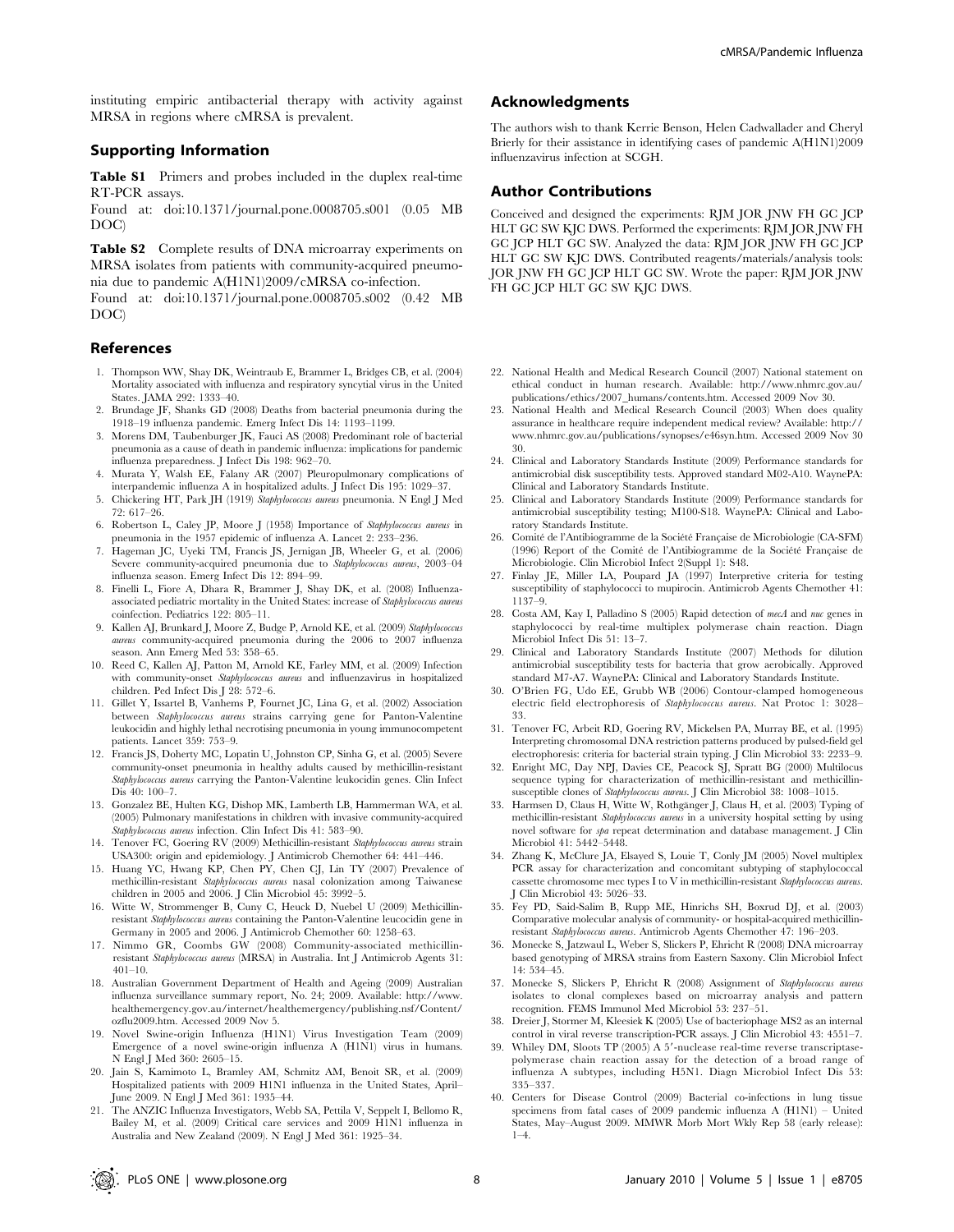instituting empiric antibacterial therapy with activity against MRSA in regions where cMRSA is prevalent.

## Supporting Information

**Table S1** Primers and probes included in the duplex real-time RT-PCR assays.
Found at: doi:10.1371/journal.pone.0008705.s001 (0.05 MB DOC)

**Table S2** Complete results of DNA microarray experiments on MRSA isolates from patients with community-acquired pneumonia due to pandemic A(H1N1)2009/cMRSA co-infection.
Found at: doi:10.1371/journal.pone.0008705.s002 (0.42 MB DOC)

## Acknowledgments

The authors wish to thank Kerrie Benson, Helen Cadwallader and Cheryl Brierly for their assistance in identifying cases of pandemic A(H1N1)2009 influenzavirus infection at SCGH.

## Author Contributions

Conceived and designed the experiments: RJM JOR JNW FH GC JCP HLT GC SW KJC DWS. Performed the experiments: RJM JOR JNW FH GC JCP HLT GC SW. Analyzed the data: RJM JOR JNW FH GC JCP HLT GC SW KJC DWS. Contributed reagents/materials/analysis tools: JOR JNW FH GC JCP HLT GC SW. Wrote the paper: RJM JOR JNW FH GC JCP HLT GC SW KJC DWS.

## References

1. Thompson WW, Shay DK, Weintraub E, Brammer L, Bridges CB, et al. (2004) Mortality associated with influenza and respiratory syncytial virus in the United States. JAMA 292: 1333–40.
2. Brundage JF, Shanks GD (2008) Deaths from bacterial pneumonia during the 1918–19 influenza pandemic. Emerg Infect Dis 14: 1193–1199.
3. Morens DM, Taubenburger JK, Fauci AS (2008) Predominant role of bacterial pneumonia as a cause of death in pandemic influenza: implications for pandemic influenza preparedness. J Infect Dis 198: 962–70.
4. Murata Y, Walsh EE, Falany AR (2007) Pleuropulmonary complications of interpandemic influenza A in hospitalized adults. J Infect Dis 195: 1029–37.
5. Chickering HT, Park JH (1919) *Staphylococcus aureus* pneumonia. N Engl J Med 72: 617–26.
6. Robertson L, Caley JP, Moore J (1958) Importance of *Staphylococcus aureus* in pneumonia in the 1957 epidemic of influenza A. Lancet 2: 233–236.
7. Hageman JC, Uyeki TM, Francis JS, Jernigan JB, Wheeler G, et al. (2006) Severe community-acquired pneumonia due to *Staphylococcus aureus*, 2003–04 influenza season. Emerg Infect Dis 12: 894–99.
8. Finelli L, Fiore A, Dhara R, Brammer J, Shay DK, et al. (2008) Influenza-associated pediatric mortality in the United States: increase of *Staphylococcus aureus* coinfection. Pediatrics 122: 805–11.
9. Kallen AJ, Brunkard J, Moore Z, Budge P, Arnold KE, et al. (2009) *Staphylococcus aureus* community-acquired pneumonia during the 2006 to 2007 influenza season. Ann Emerg Med 53: 358–65.
10. Reed C, Kallen AJ, Patton M, Arnold KE, Farley MM, et al. (2009) Infection with community-onset *Staphylococcus aureus* and influenzavirus in hospitalized children. Ped Infect Dis J 28: 572–6.
11. Gillet Y, Issartel B, Vanhems P, Fournet JC, Lina G, et al. (2002) Association between *Staphylococcus aureus* strains carrying gene for Panton-Valentine leukocidin and highly lethal necrotising pneumonia in young immunocompetent patients. Lancet 359: 753–9.
12. Francis JS, Doherty MC, Lopatin U, Johnston CP, Sinha G, et al. (2005) Severe community-onset pneumonia in healthy adults caused by methicillin-resistant *Staphylococcus aureus* carrying the Panton-Valentine leukocidin genes. Clin Infect Dis 40: 100–7.
13. Gonzalez BE, Hulten KG, Dishop MK, Lamberth LB, Hammerman WA, et al. (2005) Pulmonary manifestations in children with invasive community-acquired *Staphylococcus aureus* infection. Clin Infect Dis 41: 583–90.
14. Tenover FC, Goering RV (2009) Methicillin-resistant *Staphylococcus aureus* strain USA300: origin and epidemiology. J Antimicrob Chemother 64: 441–446.
15. Huang YC, Hwang KP, Chen PY, Chen CJ, Lin TY (2007) Prevalence of methicillin-resistant *Staphylococcus aureus* nasal colonization among Taiwanese children in 2005 and 2006. J Clin Microbiol 45: 3992–5.
16. Witte W, Strommenger B, Cuny C, Heuck D, Nuebel U (2009) Methicillin-resistant *Staphylococcus aureus* containing the Panton-Valentine leucocidin gene in Germany in 2005 and 2006. J Antimicrob Chemother 60: 1258–63.
17. Nimmo GR, Coombs GW (2008) Community-associated methicillin-resistant *Staphylococcus aureus* (MRSA) in Australia. Int J Antimicrob Agents 31: 401–10.
18. Australian Government Department of Health and Ageing (2009) Australian influenza surveillance summary report, No. 24; 2009. Available: http://www.healthemergency.gov.au/internet/healthemergency/publishing.nsf/Content/ozflu2009.htm. Accessed 2009 Nov 5.
19. Novel Swine-origin Influenza (H1N1) Virus Investigation Team (2009) Emergence of a novel swine-origin influenza A (H1N1) virus in humans. N Engl J Med 360: 2605–15.
20. Jain S, Kamimoto L, Bramley AM, Schmitz AM, Benoit SR, et al. (2009) Hospitalized patients with 2009 H1N1 influenza in the United States, April–June 2009. N Engl J Med 361: 1935–44.
21. The ANZIC Influenza Investigators, Webb SA, Pettila V, Seppelt I, Bellomo R, Bailey M, et al. (2009) Critical care services and 2009 H1N1 influenza in Australia and New Zealand (2009). N Engl J Med 361: 1925–34.
22. National Health and Medical Research Council (2007) National statement on ethical conduct in human research. Available: http://www.nhmrc.gov.au/publications/ethics/2007_humans/contents.htm. Accessed 2009 Nov 30.
23. National Health and Medical Research Council (2003) When does quality assurance in healthcare require independent medical review? Available: http://www.nhmrc.gov.au/publications/synopses/e46syn.htm. Accessed 2009 Nov 30 30.
24. Clinical and Laboratory Standards Institute (2009) Performance standards for antimicrobial disk susceptibility tests. Approved standard M02-A10. WaynePA: Clinical and Laboratory Standards Institute.
25. Clinical and Laboratory Standards Institute (2009) Performance standards for antimicrobial susceptibility testing; M100-S18. WaynePA: Clinical and Laboratory Standards Institute.
26. Comité de l'Antibiogramme de la Société Française de Microbiologie (CA-SFM) (1996) Report of the Comité de l'Antibiogramme de la Société Française de Microbiologie. Clin Microbiol Infect 2(Suppl 1): S48.
27. Finlay JE, Miller LA, Poupard JA (1997) Interpretive criteria for testing susceptibility of staphylococci to mupirocin. Antimicrob Agents Chemother 41: 1137–9.
28. Costa AM, Kay I, Palladino S (2005) Rapid detection of *mecA* and *nuc* genes in staphylococci by real-time multiplex polymerase chain reaction. Diagn Microbiol Infect Dis 51: 13–7.
29. Clinical and Laboratory Standards Institute (2007) Methods for dilution antimicrobial susceptibility tests for bacteria that grow aerobically. Approved standard M7-A7. WaynePA: Clinical and Laboratory Standards Institute.
30. O'Brien FG, Udo EE, Grubb WB (2006) Contour-clamped homogeneous electric field electrophoresis of *Staphylococcus aureus*. Nat Protoc 1: 3028–33.
31. Tenover FC, Arbeit RD, Goering RV, Mickelsen PA, Murray BE, et al. (1995) Interpreting chromosomal DNA restriction patterns produced by pulsed-field gel electrophoresis: criteria for bacterial strain typing. J Clin Microbiol 33: 2233–9.
32. Enright MC, Day NPJ, Davies CE, Peacock SJ, Spratt BG (2000) Multilocus sequence typing for characterization of methicillin-resistant and methicillin-susceptible clones of *Staphylococcus aureus*. J Clin Microbiol 38: 1008–1015.
33. Harmsen D, Claus H, Witte W, Rothgänger J, Claus H, et al. (2003) Typing of methicillin-resistant *Staphylococcus aureus* in a university hospital setting by using novel software for *spa* repeat determination and database management. J Clin Microbiol 41: 5442–5448.
34. Zhang K, McClure JA, Elsayed S, Louie T, Conly JM (2005) Novel multiplex PCR assay for characterization and concomitant subtyping of staphylococcal cassette chromosome mec types I to V in methicillin-resistant *Staphylococcus aureus*. J Clin Microbiol 43: 5026–33.
35. Fey PD, Said-Salim B, Rupp ME, Hinrichs SH, Boxrud DJ, et al. (2003) Comparative molecular analysis of community- or hospital-acquired methicillin-resistant *Staphylococcus aureus*. Antimicrob Agents Chemother 47: 196–203.
36. Monecke S, Jatzwaul L, Weber S, Slickers P, Ehricht R (2008) DNA microarray based genotyping of MRSA strains from Eastern Saxony. Clin Microbiol Infect 14: 534–45.
37. Monecke S, Slickers P, Ehricht R (2008) Assignment of *Staphylococcus aureus* isolates to clonal complexes based on microarray analysis and pattern recognition. FEMS Immunol Med Microbiol 53: 237–51.
38. Dreier J, Stormer M, Kleesiek K (2005) Use of bacteriophage MS2 as an internal control in viral reverse transcription-PCR assays. J Clin Microbiol 43: 4551–7.
39. Whiley DM, Sloots TP (2005) A 5′-nuclease real-time reverse transcriptase-polymerase chain reaction assay for the detection of a broad range of influenza A subtypes, including H5N1. Diagn Microbiol Infect Dis 53: 335–337.
40. Centers for Disease Control (2009) Bacterial co-infections in lung tissue specimens from fatal cases of 2009 pandemic influenza A (H1N1) – United States, May–August 2009. MMWR Morb Mort Wkly Rep 58 (early release): 1–4.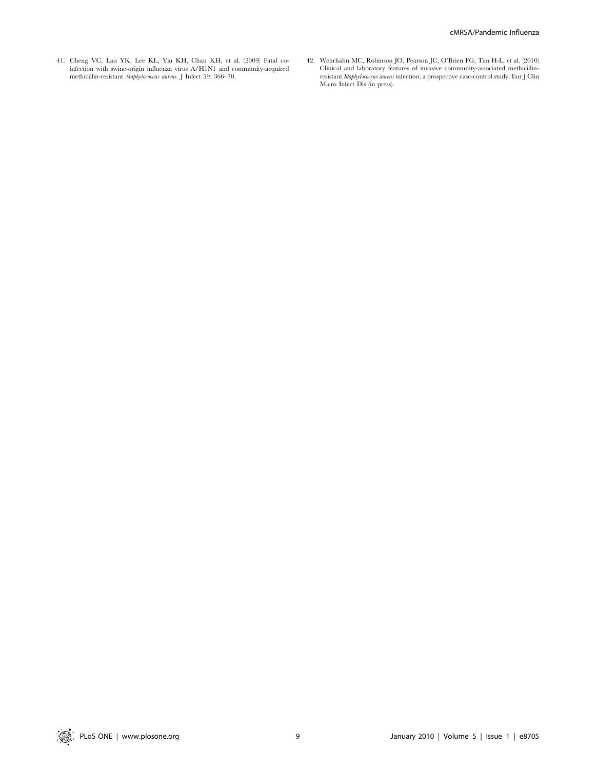41. Cheng VC, Lau YK, Lee KL, Yiu KH, Chan KH, et al. (2009) Fatal co-infection with swine-origin influenza virus A/H1N1 and community-acquired methicillin-resistant *Staphylococcus aureus*. J Infect 59: 366–70.

42. Wehrhahn MC, Robinson JO, Pearson JC, O'Brien FG, Tan H-L, et al. (2010) Clinical and laboratory features of invasive community-associated methicillin-resistant *Staphylococcus aureus* infection: a prospective case-control study. Eur J Clin Micro Infect Dis (in press).